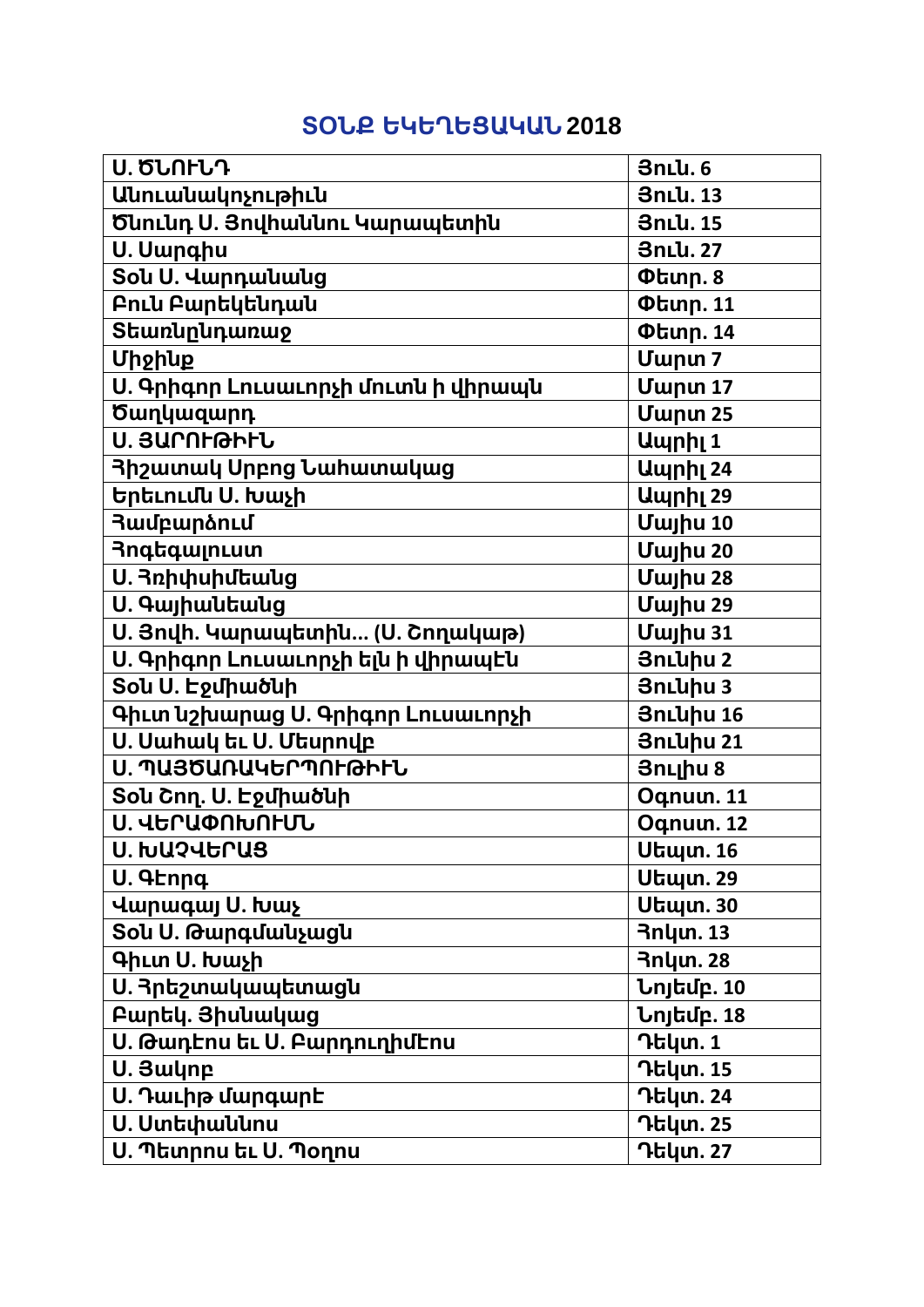# ՏՕՆՔ ԵԿԵՂԵՑԱԿԱՆ 2018

| Ս. ԾՆՈՒՆԴ | Յունւ. 6 |
|---|---|
| Անուանակոչութիւն | Յունւ. 13 |
| Ծնունդ Ս. Յովհաննու Կարապետին | Յունւ. 15 |
| Ս. Սարգիս | Յունւ. 27 |
| Տօն Ս. Վարդանանց | Փետր. 8 |
| Բուն Բարեկենդան | Փետր. 11 |
| Տեառնընդառաջ | Փետր. 14 |
| Միջինք | Մարտ 7 |
| Ս. Գրիգոր Լուսաւորչի մուտն ի վիրապն | Մարտ 17 |
| Ծաղկազարդ | Մարտ 25 |
| Ս. ՅԱՐՈՒԹԻՒՆ | Ապրիլ 1 |
| Յիշատակ Սրբոց Նահատակաց | Ապրիլ 24 |
| Երեւումն Ս. Խաչի | Ապրիլ 29 |
| Համբարձում | Մայիս 10 |
| Հոգեգալուստ | Մայիս 20 |
| Ս. Հռիփսիմեանց | Մայիս 28 |
| Ս. Գայիանեանց | Մայիս 29 |
| Ս. Յովհ. Կարապետին... (Ս. Շողակաթ) | Մայիս 31 |
| Ս. Գրիգոր Լուսաւորչի ելն ի վիրապէն | Յունիս 2 |
| Տօն Ս. Էջմիածնի | Յունիս 3 |
| Գիւտ նշխարաց Ս. Գրիգոր Լուսաւորչի | Յունիս 16 |
| Ս. Սահակ եւ Ս. Մեսրովբ | Յունիս 21 |
| Ս. ՊԱՅԾԱՌԱԿԵՐՊՈՒԹԻՒՆ | Յուլիս 8 |
| Տօն Շող. Ս. Էջմիածնի | Օգոստ. 11 |
| Ս. ՎԵՐԱՓՈԽՈՒՄՆ | Օգոստ. 12 |
| Ս. ԽԱՉՎԵՐԱՑ | Սեպտ. 16 |
| Ս. Գէորգ | Սեպտ. 29 |
| Վարագայ Ս. Խաչ | Սեպտ. 30 |
| Տօն Ս. Թարգմանչացն | Հոկտ. 13 |
| Գիւտ Ս. Խաչի | Հոկտ. 28 |
| Ս. Հրեշտակապետացն | Նոյեմբ. 10 |
| Բարեկ. Յիսնակաց | Նոյեմբ. 18 |
| Ս. Թադէոս եւ Ս. Բարդուղիմէոս | Դեկտ. 1 |
| Ս. Յակոբ | Դեկտ. 15 |
| Ս. Դաւիթ մարգարէ | Դեկտ. 24 |
| Ս. Ստեփաննոս | Դեկտ. 25 |
| Ս. Պետրոս եւ Ս. Պօղոս | Դեկտ. 27 |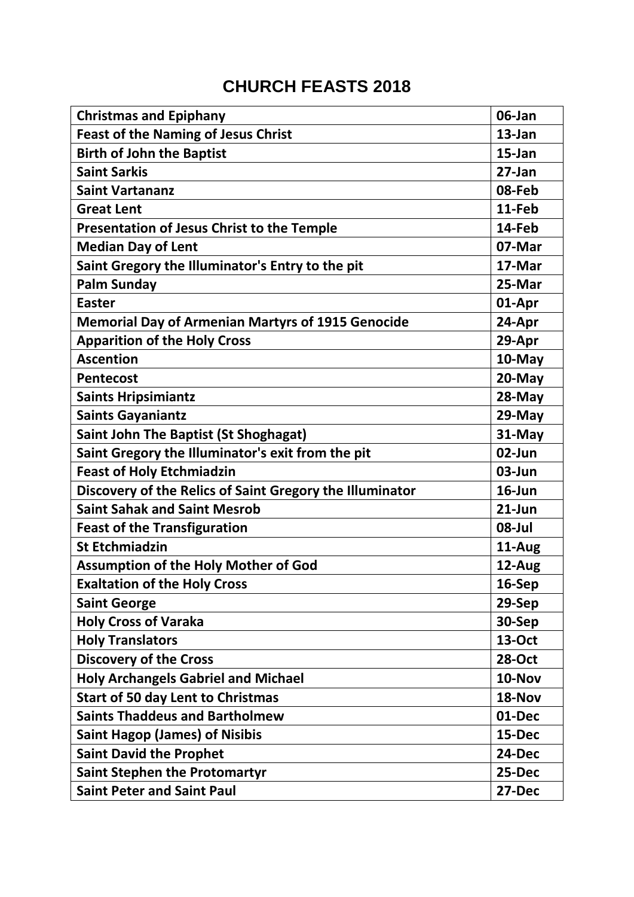# CHURCH FEASTS 2018

| | |
|---|---|
| **Christmas and Epiphany** | **06-Jan** |
| **Feast of the Naming of Jesus Christ** | **13-Jan** |
| **Birth of John the Baptist** | **15-Jan** |
| **Saint Sarkis** | **27-Jan** |
| **Saint Vartananz** | **08-Feb** |
| **Great Lent** | **11-Feb** |
| **Presentation of Jesus Christ to the Temple** | **14-Feb** |
| **Median Day of Lent** | **07-Mar** |
| **Saint Gregory the Illuminator's Entry to the pit** | **17-Mar** |
| **Palm Sunday** | **25-Mar** |
| **Easter** | **01-Apr** |
| **Memorial Day of Armenian Martyrs of 1915 Genocide** | **24-Apr** |
| **Apparition of the Holy Cross** | **29-Apr** |
| **Ascention** | **10-May** |
| **Pentecost** | **20-May** |
| **Saints Hripsimiantz** | **28-May** |
| **Saints Gayaniantz** | **29-May** |
| **Saint John The Baptist (St Shoghagat)** | **31-May** |
| **Saint Gregory the Illuminator's exit from the pit** | **02-Jun** |
| **Feast of Holy Etchmiadzin** | **03-Jun** |
| **Discovery of the Relics of Saint Gregory the Illuminator** | **16-Jun** |
| **Saint Sahak and Saint Mesrob** | **21-Jun** |
| **Feast of the Transfiguration** | **08-Jul** |
| **St Etchmiadzin** | **11-Aug** |
| **Assumption of the Holy Mother of God** | **12-Aug** |
| **Exaltation of the Holy Cross** | **16-Sep** |
| **Saint George** | **29-Sep** |
| **Holy Cross of Varaka** | **30-Sep** |
| **Holy Translators** | **13-Oct** |
| **Discovery of the Cross** | **28-Oct** |
| **Holy Archangels Gabriel and Michael** | **10-Nov** |
| **Start of 50 day Lent to Christmas** | **18-Nov** |
| **Saints Thaddeus and Bartholmew** | **01-Dec** |
| **Saint Hagop (James) of Nisibis** | **15-Dec** |
| **Saint David the Prophet** | **24-Dec** |
| **Saint Stephen the Protomartyr** | **25-Dec** |
| **Saint Peter and Saint Paul** | **27-Dec** |